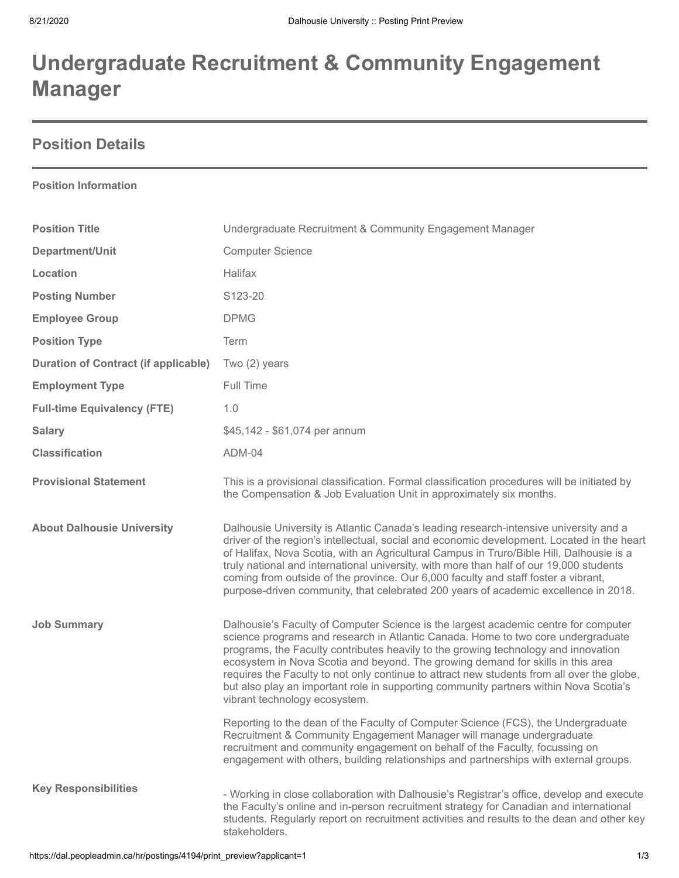# Undergraduate Recruitment & Community Engagement Manager

## Position Details

**Position Information**

| | |
|---|---|
| **Position Title** | Undergraduate Recruitment & Community Engagement Manager |
| **Department/Unit** | Computer Science |
| **Location** | Halifax |
| **Posting Number** | S123-20 |
| **Employee Group** | DPMG |
| **Position Type** | Term |
| **Duration of Contract (if applicable)** | Two (2) years |
| **Employment Type** | Full Time |
| **Full-time Equivalency (FTE)** | 1.0 |
| **Salary** | $45,142 - $61,074 per annum |
| **Classification** | ADM-04 |
| **Provisional Statement** | This is a provisional classification. Formal classification procedures will be initiated by the Compensation & Job Evaluation Unit in approximately six months. |
| **About Dalhousie University** | Dalhousie University is Atlantic Canada's leading research-intensive university and a driver of the region's intellectual, social and economic development. Located in the heart of Halifax, Nova Scotia, with an Agricultural Campus in Truro/Bible Hill, Dalhousie is a truly national and international university, with more than half of our 19,000 students coming from outside of the province. Our 6,000 faculty and staff foster a vibrant, purpose-driven community, that celebrated 200 years of academic excellence in 2018. |
| **Job Summary** | Dalhousie's Faculty of Computer Science is the largest academic centre for computer science programs and research in Atlantic Canada. Home to two core undergraduate programs, the Faculty contributes heavily to the growing technology and innovation ecosystem in Nova Scotia and beyond. The growing demand for skills in this area requires the Faculty to not only continue to attract new students from all over the globe, but also play an important role in supporting community partners within Nova Scotia's vibrant technology ecosystem.<br><br>Reporting to the dean of the Faculty of Computer Science (FCS), the Undergraduate Recruitment & Community Engagement Manager will manage undergraduate recruitment and community engagement on behalf of the Faculty, focussing on engagement with others, building relationships and partnerships with external groups. |
| **Key Responsibilities** | - Working in close collaboration with Dalhousie's Registrar's office, develop and execute the Faculty's online and in-person recruitment strategy for Canadian and international students. Regularly report on recruitment activities and results to the dean and other key stakeholders. |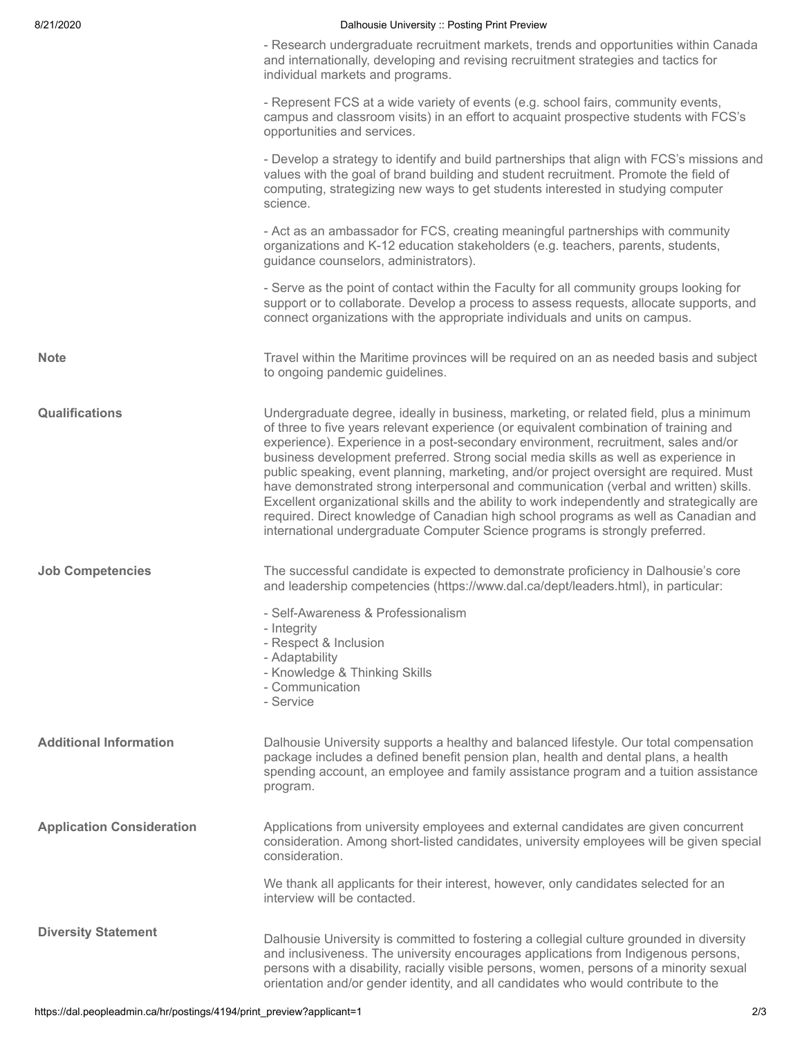- Research undergraduate recruitment markets, trends and opportunities within Canada and internationally, developing and revising recruitment strategies and tactics for individual markets and programs.

- Represent FCS at a wide variety of events (e.g. school fairs, community events, campus and classroom visits) in an effort to acquaint prospective students with FCS's opportunities and services.

- Develop a strategy to identify and build partnerships that align with FCS's missions and values with the goal of brand building and student recruitment. Promote the field of computing, strategizing new ways to get students interested in studying computer science.

- Act as an ambassador for FCS, creating meaningful partnerships with community organizations and K-12 education stakeholders (e.g. teachers, parents, students, guidance counselors, administrators).

- Serve as the point of contact within the Faculty for all community groups looking for support or to collaborate. Develop a process to assess requests, allocate supports, and connect organizations with the appropriate individuals and units on campus.

**Note**

Travel within the Maritime provinces will be required on an as needed basis and subject to ongoing pandemic guidelines.

**Qualifications**

Undergraduate degree, ideally in business, marketing, or related field, plus a minimum of three to five years relevant experience (or equivalent combination of training and experience). Experience in a post-secondary environment, recruitment, sales and/or business development preferred. Strong social media skills as well as experience in public speaking, event planning, marketing, and/or project oversight are required. Must have demonstrated strong interpersonal and communication (verbal and written) skills. Excellent organizational skills and the ability to work independently and strategically are required. Direct knowledge of Canadian high school programs as well as Canadian and international undergraduate Computer Science programs is strongly preferred.

**Job Competencies**

The successful candidate is expected to demonstrate proficiency in Dalhousie's core and leadership competencies (https://www.dal.ca/dept/leaders.html), in particular:

- Self-Awareness & Professionalism
- Integrity
- Respect & Inclusion
- Adaptability
- Knowledge & Thinking Skills
- Communication
- Service

**Additional Information**

Dalhousie University supports a healthy and balanced lifestyle. Our total compensation package includes a defined benefit pension plan, health and dental plans, a health spending account, an employee and family assistance program and a tuition assistance program.

**Application Consideration**

Applications from university employees and external candidates are given concurrent consideration. Among short-listed candidates, university employees will be given special consideration.

We thank all applicants for their interest, however, only candidates selected for an interview will be contacted.

**Diversity Statement**

Dalhousie University is committed to fostering a collegial culture grounded in diversity and inclusiveness. The university encourages applications from Indigenous persons, persons with a disability, racially visible persons, women, persons of a minority sexual orientation and/or gender identity, and all candidates who would contribute to the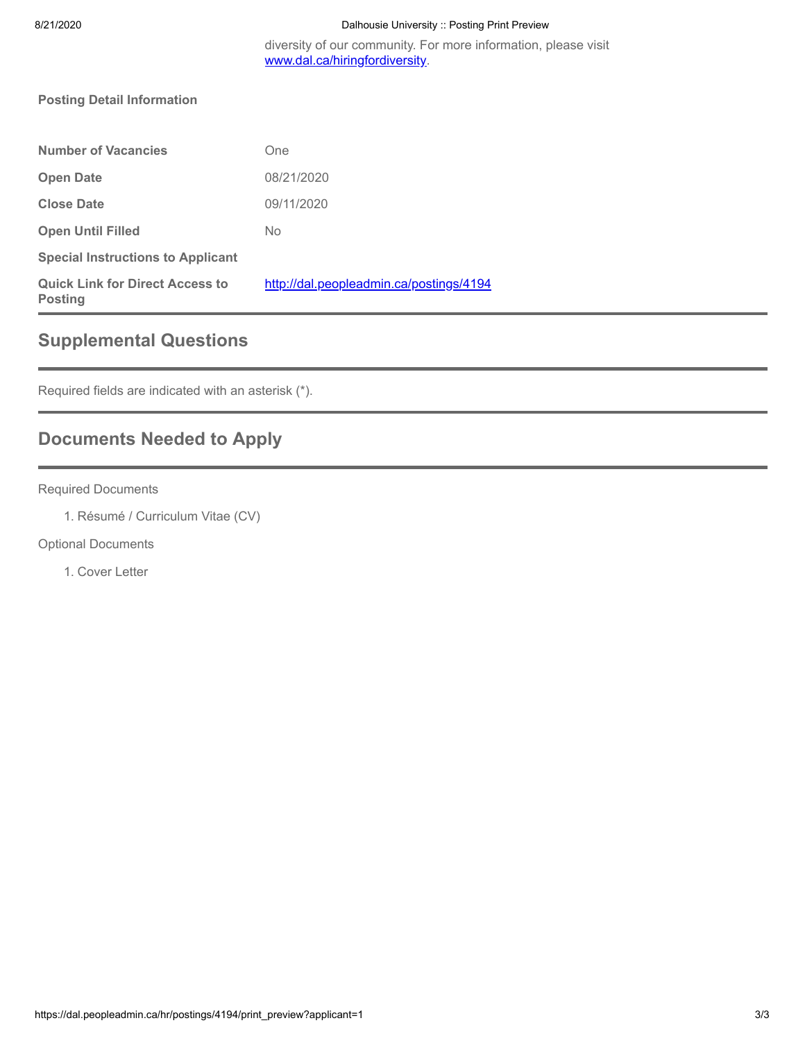diversity of our community. For more information, please visit www.dal.ca/hiringfordiversity.

**Posting Detail Information**

| | |
|---|---|
| **Number of Vacancies** | One |
| **Open Date** | 08/21/2020 |
| **Close Date** | 09/11/2020 |
| **Open Until Filled** | No |
| **Special Instructions to Applicant** | |
| **Quick Link for Direct Access to Posting** | http://dal.peopleadmin.ca/postings/4194 |

## Supplemental Questions

Required fields are indicated with an asterisk (*).

## Documents Needed to Apply

Required Documents

1. Résumé / Curriculum Vitae (CV)

Optional Documents

1. Cover Letter